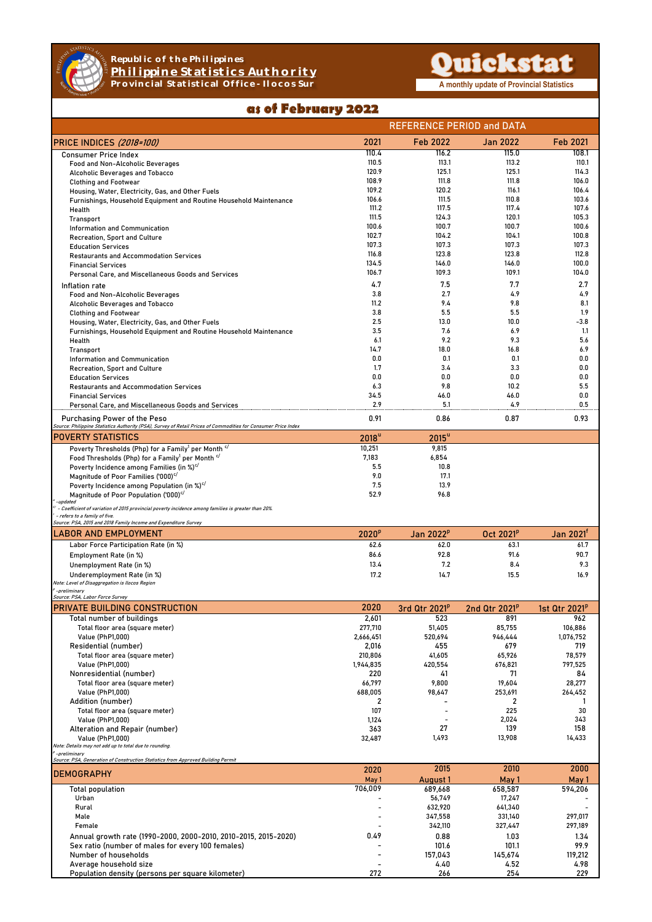Republic of the Philippines
**Philippine Statistics Authority**
Provincial Statistical Office - Ilocos Sur

# Quickstat

A monthly update of Provincial Statistics

## as of February 2022

| | REFERENCE PERIOD and DATA | | | |
|---|---|---|---|---|
| **PRICE INDICES** *(2018=100)* | 2021 | Feb 2022 | Jan 2022 | Feb 2021 |
| Consumer Price Index | 110.4 | 116.2 | 115.0 | 108.1 |
| Food and Non-Alcoholic Beverages | 110.5 | 113.1 | 113.2 | 110.1 |
| Alcoholic Beverages and Tobacco | 120.9 | 125.1 | 125.1 | 114.3 |
| Clothing and Footwear | 108.9 | 111.8 | 111.8 | 106.0 |
| Housing, Water, Electricity, Gas, and Other Fuels | 109.2 | 120.2 | 116.1 | 106.4 |
| Furnishings, Household Equipment and Routine Household Maintenance | 106.6 | 111.5 | 110.8 | 103.6 |
| Health | 111.2 | 117.5 | 117.4 | 107.6 |
| Transport | 111.5 | 124.3 | 120.1 | 105.3 |
| Information and Communication | 100.6 | 100.7 | 100.7 | 100.6 |
| Recreation, Sport and Culture | 102.7 | 104.2 | 104.1 | 100.8 |
| Education Services | 107.3 | 107.3 | 107.3 | 107.3 |
| Restaurants and Accommodation Services | 116.8 | 123.8 | 123.8 | 112.8 |
| Financial Services | 134.5 | 146.0 | 146.0 | 100.0 |
| Personal Care, and Miscellaneous Goods and Services | 106.7 | 109.3 | 109.1 | 104.0 |
| Inflation rate | 4.7 | 7.5 | 7.7 | 2.7 |
| Food and Non-Alcoholic Beverages | 3.8 | 2.7 | 4.9 | 4.9 |
| Alcoholic Beverages and Tobacco | 11.2 | 9.4 | 9.8 | 8.1 |
| Clothing and Footwear | 3.8 | 5.5 | 5.5 | 1.9 |
| Housing, Water, Electricity, Gas, and Other Fuels | 2.5 | 13.0 | 10.0 | -3.8 |
| Furnishings, Household Equipment and Routine Household Maintenance | 3.5 | 7.6 | 6.9 | 1.1 |
| Health | 6.1 | 9.2 | 9.3 | 5.6 |
| Transport | 14.7 | 18.0 | 16.8 | 6.9 |
| Information and Communication | 0.0 | 0.1 | 0.1 | 0.0 |
| Recreation, Sport and Culture | 1.7 | 3.4 | 3.3 | 0.0 |
| Education Services | 0.0 | 0.0 | 0.0 | 0.0 |
| Restaurants and Accommodation Services | 6.3 | 9.8 | 10.2 | 5.5 |
| Financial Services | 34.5 | 46.0 | 46.0 | 0.0 |
| Personal Care, and Miscellaneous Goods and Services | 2.9 | 5.1 | 4.9 | 0.5 |
| Purchasing Power of the Peso | 0.91 | 0.86 | 0.87 | 0.93 |

*Source: Philippine Statistics Authority (PSA), Survey of Retail Prices of Commodities for Consumer Price Index*

| **POVERTY STATISTICS** | 2018[u] | 2015[u] |
|---|---|---|
| Poverty Thresholds (Php) for a Family[1] per Month [c/] | 10,251 | 9,815 |
| Food Thresholds (Php) for a Family[1] per Month [c/] | 7,183 | 6,854 |
| Poverty Incidence among Families (in %)[c/] | 5.5 | 10.8 |
| Magnitude of Poor Families ('000)[c/] | 9.0 | 17.1 |
| Poverty Incidence among Population (in %)[c/] | 7.5 | 13.9 |
| Magnitude of Poor Population ('000)[c/] | 52.9 | 96.8 |

*[u] -updated*
*[c/] - Coefficient of variation of 2015 provincial poverty incidence among families is greater than 20%.*
*[1] - refers to a family of five.*
*Source: PSA, 2015 and 2018 Family Income and Expenditure Survey*

| **LABOR AND EMPLOYMENT** | 2020[p] | Jan 2022[p] | Oct 2021[p] | Jan 2021[f] |
|---|---|---|---|---|
| Labor Force Participation Rate (in %) | 62.6 | 62.0 | 63.1 | 61.7 |
| Employment Rate (in %) | 86.6 | 92.8 | 91.6 | 90.7 |
| Unemployment Rate (in %) | 13.4 | 7.2 | 8.4 | 9.3 |
| Underemployment Rate (in %) | 17.2 | 14.7 | 15.5 | 16.9 |

*Note: Level of Disaggregation is Ilocos Region*
*[p] -preliminary*
*Source: PSA, Labor Force Survey*

| **PRIVATE BUILDING CONSTRUCTION** | 2020 | 3rd Qtr 2021[p] | 2nd Qtr 2021[p] | 1st Qtr 2021[p] |
|---|---|---|---|---|
| Total number of buildings | 2,601 | 523 | 891 | 962 |
| Total floor area (square meter) | 277,710 | 51,405 | 85,755 | 106,886 |
| Value (PhP1,000) | 2,666,451 | 520,694 | 946,444 | 1,076,752 |
| Residential (number) | 2,016 | 455 | 679 | 719 |
| Total floor area (square meter) | 210,806 | 41,605 | 65,926 | 78,579 |
| Value (PhP1,000) | 1,944,835 | 420,554 | 676,821 | 797,525 |
| Nonresidential (number) | 220 | 41 | 71 | 84 |
| Total floor area (square meter) | 66,797 | 9,800 | 19,604 | 28,277 |
| Value (PhP1,000) | 688,005 | 98,647 | 253,691 | 264,452 |
| Addition (number) | 2 | - | 2 | 1 |
| Total floor area (square meter) | 107 | - | 225 | 30 |
| Value (PhP1,000) | 1,124 | - | 2,024 | 343 |
| Alteration and Repair (number) | 363 | 27 | 139 | 158 |
| Value (PhP1,000) | 32,487 | 1,493 | 13,908 | 14,433 |

*Note: Details may not add up to total due to rounding.*
*[p] -preliminary*
*Source: PSA, Generation of Construction Statistics from Approved Building Permit*

| **DEMOGRAPHY** | 2020 May 1 | 2015 August 1 | 2010 May 1 | 2000 May 1 |
|---|---|---|---|---|
| Total population | 706,009 | 689,668 | 658,587 | 594,206 |
| Urban | - | 56,749 | 17,247 | - |
| Rural | - | 632,920 | 641,340 | - |
| Male | - | 347,558 | 331,140 | 297,017 |
| Female | - | 342,110 | 327,447 | 297,189 |
| Annual growth rate (1990-2000, 2000-2010, 2010-2015, 2015-2020) | 0.49 | 0.88 | 1.03 | 1.34 |
| Sex ratio (number of males for every 100 females) | - | 101.6 | 101.1 | 99.9 |
| Number of households | - | 157,043 | 145,674 | 119,212 |
| Average household size | - | 4.40 | 4.52 | 4.98 |
| Population density (persons per square kilometer) | 272 | 266 | 254 | 229 |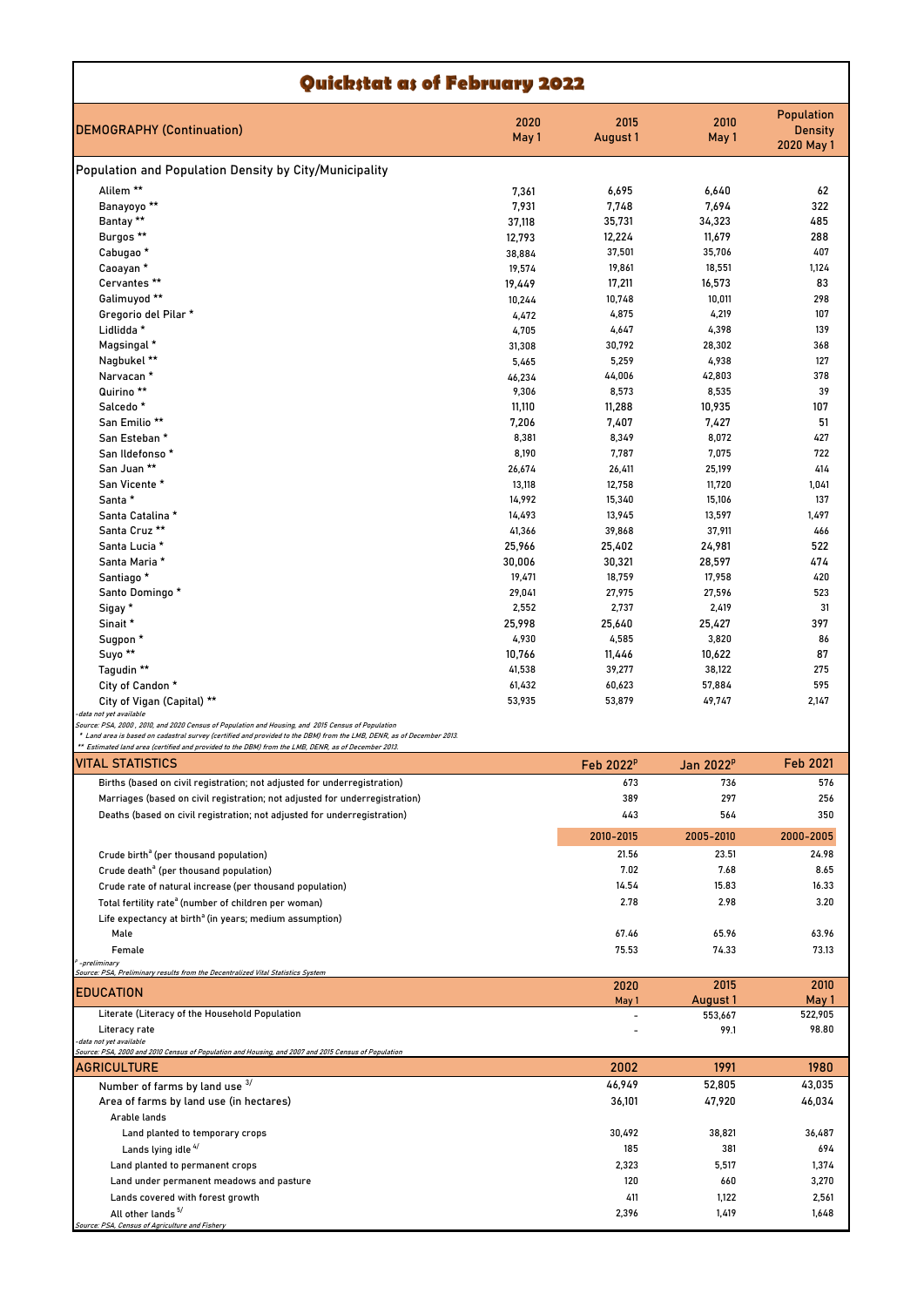# Quickstat as of February 2022

| DEMOGRAPHY (Continuation) | 2020 May 1 | 2015 August 1 | 2010 May 1 | Population Density 2020 May 1 |
|---|---|---|---|---|
| **Population and Population Density by City/Municipality** | | | | |
| Alilem ** | 7,361 | 6,695 | 6,640 | 62 |
| Banayoyo ** | 7,931 | 7,748 | 7,694 | 322 |
| Bantay ** | 37,118 | 35,731 | 34,323 | 485 |
| Burgos ** | 12,793 | 12,224 | 11,679 | 288 |
| Cabugao * | 38,884 | 37,501 | 35,706 | 407 |
| Caoayan * | 19,574 | 19,861 | 18,551 | 1,124 |
| Cervantes ** | 19,449 | 17,211 | 16,573 | 83 |
| Galimuyod ** | 10,244 | 10,748 | 10,011 | 298 |
| Gregorio del Pilar * | 4,472 | 4,875 | 4,219 | 107 |
| Lidlidda * | 4,705 | 4,647 | 4,398 | 139 |
| Magsingal * | 31,308 | 30,792 | 28,302 | 368 |
| Nagbukel ** | 5,465 | 5,259 | 4,938 | 127 |
| Narvacan * | 46,234 | 44,006 | 42,803 | 378 |
| Quirino ** | 9,306 | 8,573 | 8,535 | 39 |
| Salcedo * | 11,110 | 11,288 | 10,935 | 107 |
| San Emilio ** | 7,206 | 7,407 | 7,427 | 51 |
| San Esteban * | 8,381 | 8,349 | 8,072 | 427 |
| San Ildefonso * | 8,190 | 7,787 | 7,075 | 722 |
| San Juan ** | 26,674 | 26,411 | 25,199 | 414 |
| San Vicente * | 13,118 | 12,758 | 11,720 | 1,041 |
| Santa * | 14,992 | 15,340 | 15,106 | 137 |
| Santa Catalina * | 14,493 | 13,945 | 13,597 | 1,497 |
| Santa Cruz ** | 41,366 | 39,868 | 37,911 | 466 |
| Santa Lucia * | 25,966 | 25,402 | 24,981 | 522 |
| Santa Maria * | 30,006 | 30,321 | 28,597 | 474 |
| Santiago * | 19,471 | 18,759 | 17,958 | 420 |
| Santo Domingo * | 29,041 | 27,975 | 27,596 | 523 |
| Sigay * | 2,552 | 2,737 | 2,419 | 31 |
| Sinait * | 25,998 | 25,640 | 25,427 | 397 |
| Sugpon * | 4,930 | 4,585 | 3,820 | 86 |
| Suyo ** | 10,766 | 11,446 | 10,622 | 87 |
| Tagudin ** | 41,538 | 39,277 | 38,122 | 275 |
| City of Candon * | 61,432 | 60,623 | 57,884 | 595 |
| City of Vigan (Capital) ** | 53,935 | 53,879 | 49,747 | 2,147 |

*-data not yet available*
*Source: PSA, 2000 , 2010, and 2020 Census of Population and Housing, and 2015 Census of Population*
*\* Land area is based on cadastral survey (certified and provided to the DBM) from the LMB, DENR, as of December 2013.*
*\*\* Estimated land area (certified and provided to the DBM) from the LMB, DENR, as of December 2013.*

| VITAL STATISTICS | Feb 2022[p] | Jan 2022[p] | Feb 2021 |
|---|---|---|---|
| Births (based on civil registration; not adjusted for underregistration) | 673 | 736 | 576 |
| Marriages (based on civil registration; not adjusted for underregistration) | 389 | 297 | 256 |
| Deaths (based on civil registration; not adjusted for underregistration) | 443 | 564 | 350 |
| | 2010-2015 | 2005-2010 | 2000-2005 |
| Crude birth[a] (per thousand population) | 21.56 | 23.51 | 24.98 |
| Crude death[a] (per thousand population) | 7.02 | 7.68 | 8.65 |
| Crude rate of natural increase (per thousand population) | 14.54 | 15.83 | 16.33 |
| Total fertility rate[a] (number of children per woman) | 2.78 | 2.98 | 3.20 |
| Life expectancy at birth[a] (in years; medium assumption) | | | |
| Male | 67.46 | 65.96 | 63.96 |
| Female | 75.53 | 74.33 | 73.13 |

*p -preliminary*
*Source: PSA, Preliminary results from the Decentralized Vital Statistics System*

| EDUCATION | 2020 May 1 | 2015 August 1 | 2010 May 1 |
|---|---|---|---|
| Literate (Literacy of the Household Population | - | 553,667 | 522,905 |
| Literacy rate | - | 99.1 | 98.80 |

*-data not yet available*
*Source: PSA, 2000 and 2010 Census of Population and Housing, and 2007 and 2015 Census of Population*

| AGRICULTURE | 2002 | 1991 | 1980 |
|---|---|---|---|
| Number of farms by land use [3/] | 46,949 | 52,805 | 43,035 |
| Area of farms by land use (in hectares) | 36,101 | 47,920 | 46,034 |
| Arable lands | | | |
| Land planted to temporary crops | 30,492 | 38,821 | 36,487 |
| Lands lying idle [4/] | 185 | 381 | 694 |
| Land planted to permanent crops | 2,323 | 5,517 | 1,374 |
| Land under permanent meadows and pasture | 120 | 660 | 3,270 |
| Lands covered with forest growth | 411 | 1,122 | 2,561 |
| All other lands [5/] | 2,396 | 1,419 | 1,648 |

*Source: PSA, Census of Agriculture and Fishery*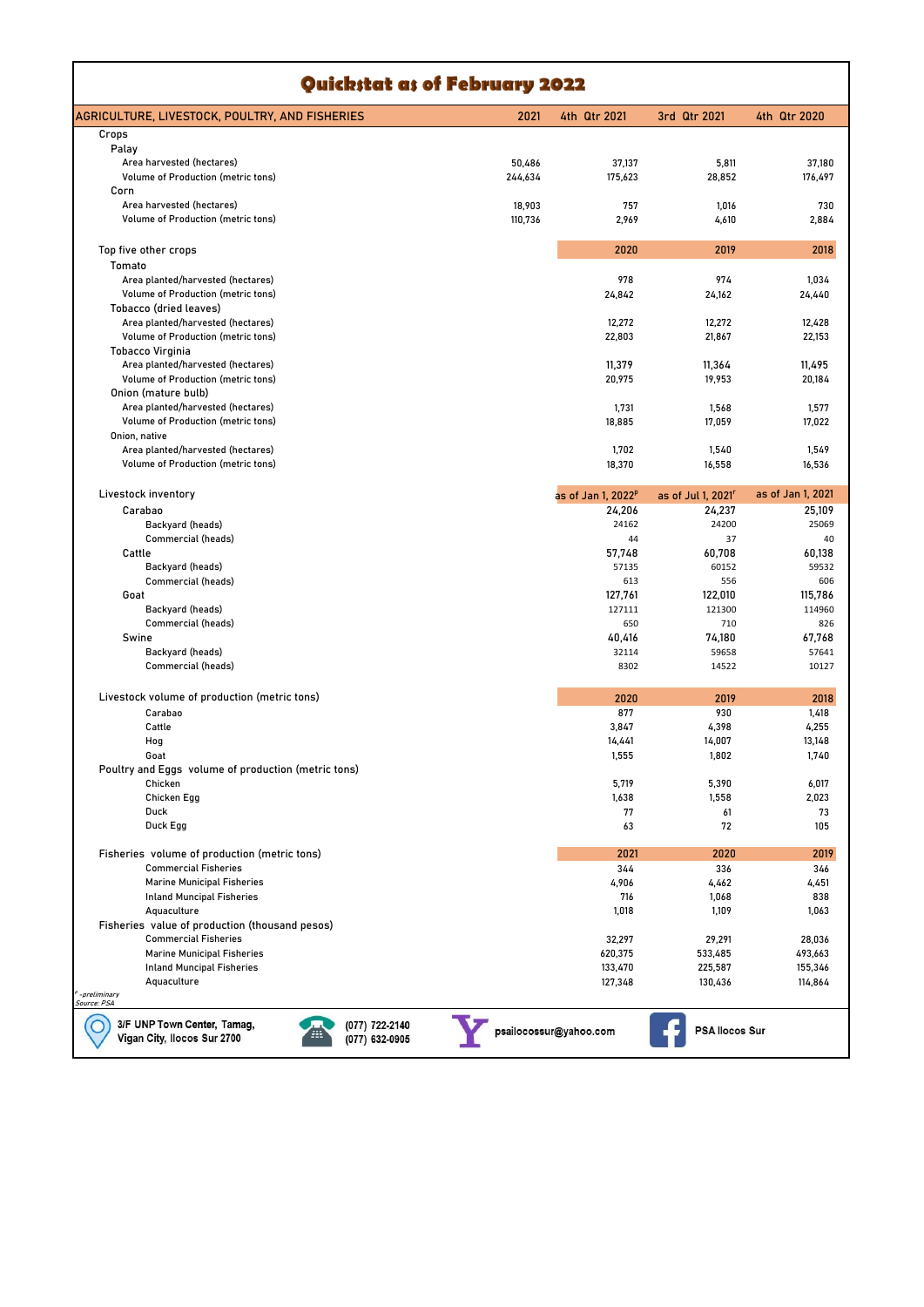# Quickstat as of February 2022

| AGRICULTURE, LIVESTOCK, POULTRY, AND FISHERIES | 2021 | 4th Qtr 2021 | 3rd Qtr 2021 | 4th Qtr 2020 |
|---|---|---|---|---|
| **Crops** | | | | |
| Palay | | | | |
| Area harvested (hectares) | 50,486 | 37,137 | 5,811 | 37,180 |
| Volume of Production (metric tons) | 244,634 | 175,623 | 28,852 | 176,497 |
| Corn | | | | |
| Area harvested (hectares) | 18,903 | 757 | 1,016 | 730 |
| Volume of Production (metric tons) | 110,736 | 2,969 | 4,610 | 2,884 |

| Top five other crops | 2020 | 2019 | 2018 |
|---|---|---|---|
| Tomato | | | |
| Area planted/harvested (hectares) | 978 | 974 | 1,034 |
| Volume of Production (metric tons) | 24,842 | 24,162 | 24,440 |
| Tobacco (dried leaves) | | | |
| Area planted/harvested (hectares) | 12,272 | 12,272 | 12,428 |
| Volume of Production (metric tons) | 22,803 | 21,867 | 22,153 |
| Tobacco Virginia | | | |
| Area planted/harvested (hectares) | 11,379 | 11,364 | 11,495 |
| Volume of Production (metric tons) | 20,975 | 19,953 | 20,184 |
| Onion (mature bulb) | | | |
| Area planted/harvested (hectares) | 1,731 | 1,568 | 1,577 |
| Volume of Production (metric tons) | 18,885 | 17,059 | 17,022 |
| Onion, native | | | |
| Area planted/harvested (hectares) | 1,702 | 1,540 | 1,549 |
| Volume of Production (metric tons) | 18,370 | 16,558 | 16,536 |

| Livestock inventory | as of Jan 1, 2022[p] | as of Jul 1, 2021[r] | as of Jan 1, 2021 |
|---|---|---|---|
| Carabao | 24,206 | 24,237 | 25,109 |
| Backyard (heads) | 24162 | 24200 | 25069 |
| Commercial (heads) | 44 | 37 | 40 |
| Cattle | 57,748 | 60,708 | 60,138 |
| Backyard (heads) | 57135 | 60152 | 59532 |
| Commercial (heads) | 613 | 556 | 606 |
| Goat | 127,761 | 122,010 | 115,786 |
| Backyard (heads) | 127111 | 121300 | 114960 |
| Commercial (heads) | 650 | 710 | 826 |
| Swine | 40,416 | 74,180 | 67,768 |
| Backyard (heads) | 32114 | 59658 | 57641 |
| Commercial (heads) | 8302 | 14522 | 10127 |

| Livestock volume of production (metric tons) | 2020 | 2019 | 2018 |
|---|---|---|---|
| Carabao | 877 | 930 | 1,418 |
| Cattle | 3,847 | 4,398 | 4,255 |
| Hog | 14,441 | 14,007 | 13,148 |
| Goat | 1,555 | 1,802 | 1,740 |
| **Poultry and Eggs volume of production (metric tons)** | | | |
| Chicken | 5,719 | 5,390 | 6,017 |
| Chicken Egg | 1,638 | 1,558 | 2,023 |
| Duck | 77 | 61 | 73 |
| Duck Egg | 63 | 72 | 105 |

| Fisheries volume of production (metric tons) | 2021 | 2020 | 2019 |
|---|---|---|---|
| Commercial Fisheries | 344 | 336 | 346 |
| Marine Municipal Fisheries | 4,906 | 4,462 | 4,451 |
| Inland Muncipal Fisheries | 716 | 1,068 | 838 |
| Aquaculture | 1,018 | 1,109 | 1,063 |
| **Fisheries value of production (thousand pesos)** | | | |
| Commercial Fisheries | 32,297 | 29,291 | 28,036 |
| Marine Municipal Fisheries | 620,375 | 533,485 | 493,663 |
| Inland Muncipal Fisheries | 133,470 | 225,587 | 155,346 |
| Aquaculture | 127,348 | 130,436 | 114,864 |

[p] -preliminary
Source: PSA

3/F UNP Town Center, Tamag, Vigan City, Ilocos Sur 2700
(077) 722-2140
(077) 632-0905
psailocossur@yahoo.com
PSA Ilocos Sur